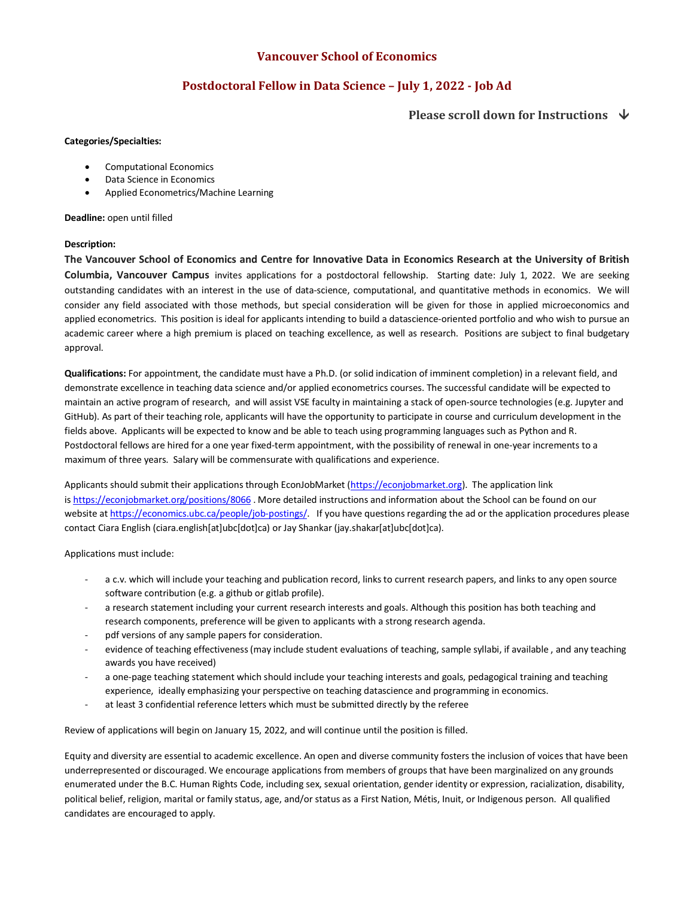# Vancouver School of Economics

## Postdoctoral Fellow in Data Science – July 1, 2022 - Job Ad

**Please scroll down for Instructions ↓**

**Categories/Specialties:**

- Computational Economics
- Data Science in Economics
- Applied Econometrics/Machine Learning

**Deadline:** open until filled

**Description:**

**The Vancouver School of Economics and Centre for Innovative Data in Economics Research at the University of British Columbia, Vancouver Campus** invites applications for a postdoctoral fellowship. Starting date: July 1, 2022. We are seeking outstanding candidates with an interest in the use of data-science, computational, and quantitative methods in economics. We will consider any field associated with those methods, but special consideration will be given for those in applied microeconomics and applied econometrics. This position is ideal for applicants intending to build a datascience-oriented portfolio and who wish to pursue an academic career where a high premium is placed on teaching excellence, as well as research. Positions are subject to final budgetary approval.

**Qualifications:** For appointment, the candidate must have a Ph.D. (or solid indication of imminent completion) in a relevant field, and demonstrate excellence in teaching data science and/or applied econometrics courses. The successful candidate will be expected to maintain an active program of research, and will assist VSE faculty in maintaining a stack of open-source technologies (e.g. Jupyter and GitHub). As part of their teaching role, applicants will have the opportunity to participate in course and curriculum development in the fields above. Applicants will be expected to know and be able to teach using programming languages such as Python and R. Postdoctoral fellows are hired for a one year fixed-term appointment, with the possibility of renewal in one-year increments to a maximum of three years. Salary will be commensurate with qualifications and experience.

Applicants should submit their applications through EconJobMarket (https://econjobmarket.org). The application link is https://econjobmarket.org/positions/8066 . More detailed instructions and information about the School can be found on our website at https://economics.ubc.ca/people/job-postings/. If you have questions regarding the ad or the application procedures please contact Ciara English (ciara.english[at]ubc[dot]ca) or Jay Shankar (jay.shakar[at]ubc[dot]ca).

Applications must include:

- a c.v. which will include your teaching and publication record, links to current research papers, and links to any open source software contribution (e.g. a github or gitlab profile).
- a research statement including your current research interests and goals. Although this position has both teaching and research components, preference will be given to applicants with a strong research agenda.
- pdf versions of any sample papers for consideration.
- evidence of teaching effectiveness (may include student evaluations of teaching, sample syllabi, if available , and any teaching awards you have received)
- a one-page teaching statement which should include your teaching interests and goals, pedagogical training and teaching experience, ideally emphasizing your perspective on teaching datascience and programming in economics.
- at least 3 confidential reference letters which must be submitted directly by the referee

Review of applications will begin on January 15, 2022, and will continue until the position is filled.

Equity and diversity are essential to academic excellence. An open and diverse community fosters the inclusion of voices that have been underrepresented or discouraged. We encourage applications from members of groups that have been marginalized on any grounds enumerated under the B.C. Human Rights Code, including sex, sexual orientation, gender identity or expression, racialization, disability, political belief, religion, marital or family status, age, and/or status as a First Nation, Métis, Inuit, or Indigenous person. All qualified candidates are encouraged to apply.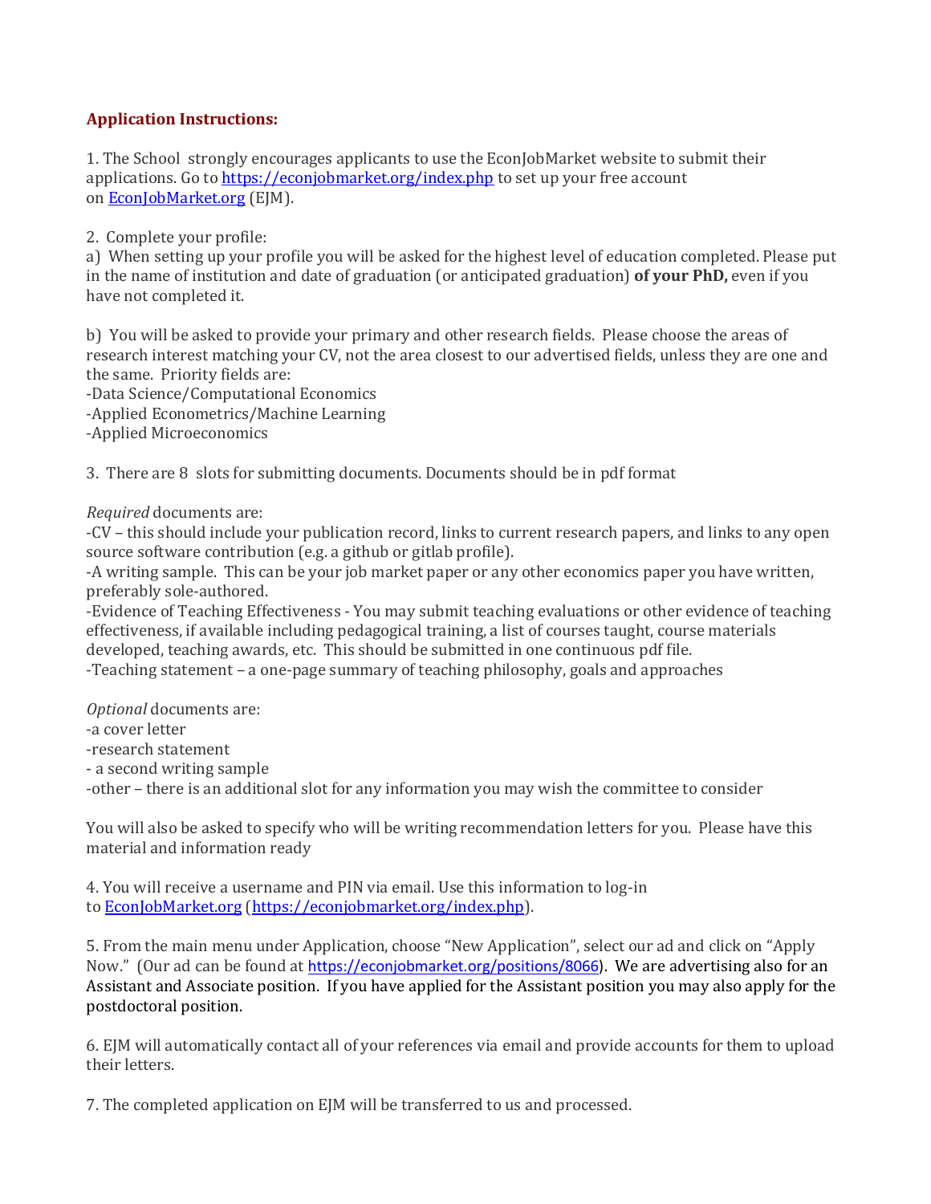**Application Instructions:**

1. The School strongly encourages applicants to use the EconJobMarket website to submit their applications. Go to [https://econjobmarket.org/index.php](https://econjobmarket.org/index.php) to set up your free account on [EconJobMarket.org](https://econjobmarket.org) (EJM).

2. Complete your profile:

a) When setting up your profile you will be asked for the highest level of education completed. Please put in the name of institution and date of graduation (or anticipated graduation) **of your PhD,** even if you have not completed it.

b) You will be asked to provide your primary and other research fields. Please choose the areas of research interest matching your CV, not the area closest to our advertised fields, unless they are one and the same. Priority fields are:

-Data Science/Computational Economics
-Applied Econometrics/Machine Learning
-Applied Microeconomics

3. There are 8 slots for submitting documents. Documents should be in pdf format

*Required* documents are:

-CV – this should include your publication record, links to current research papers, and links to any open source software contribution (e.g. a github or gitlab profile).
-A writing sample. This can be your job market paper or any other economics paper you have written, preferably sole-authored.
-Evidence of Teaching Effectiveness - You may submit teaching evaluations or other evidence of teaching effectiveness, if available including pedagogical training, a list of courses taught, course materials developed, teaching awards, etc. This should be submitted in one continuous pdf file.
-Teaching statement – a one-page summary of teaching philosophy, goals and approaches

*Optional* documents are:

-a cover letter
-research statement
- a second writing sample
-other – there is an additional slot for any information you may wish the committee to consider

You will also be asked to specify who will be writing recommendation letters for you. Please have this material and information ready

4. You will receive a username and PIN via email. Use this information to log-in to [EconJobMarket.org](https://econjobmarket.org) ([https://econjobmarket.org/index.php](https://econjobmarket.org/index.php)).

5. From the main menu under Application, choose "New Application", select our ad and click on "Apply Now." (Our ad can be found at [https://econjobmarket.org/positions/8066](https://econjobmarket.org/positions/8066)). We are advertising also for an Assistant and Associate position. If you have applied for the Assistant position you may also apply for the postdoctoral position.

6. EJM will automatically contact all of your references via email and provide accounts for them to upload their letters.

7. The completed application on EJM will be transferred to us and processed.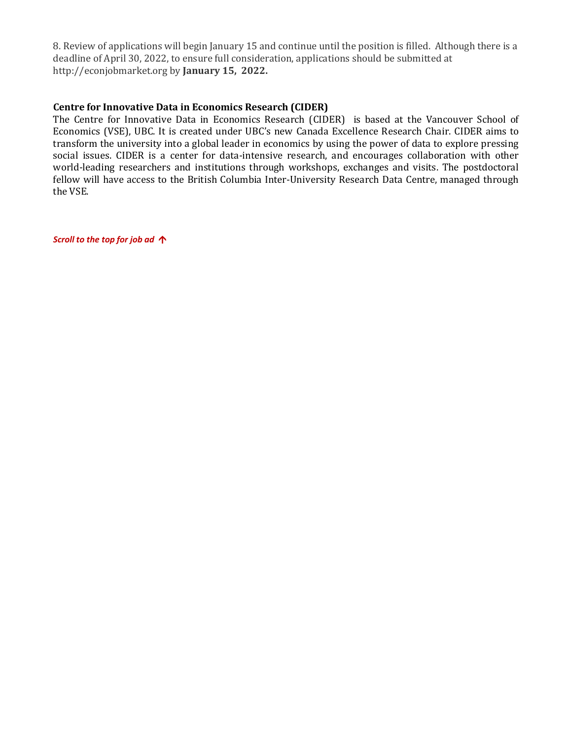8. Review of applications will begin January 15 and continue until the position is filled. Although there is a deadline of April 30, 2022, to ensure full consideration, applications should be submitted at http://econjobmarket.org by **January 15, 2022.**

**Centre for Innovative Data in Economics Research (CIDER)**

The Centre for Innovative Data in Economics Research (CIDER) is based at the Vancouver School of Economics (VSE), UBC. It is created under UBC's new Canada Excellence Research Chair. CIDER aims to transform the university into a global leader in economics by using the power of data to explore pressing social issues. CIDER is a center for data-intensive research, and encourages collaboration with other world-leading researchers and institutions through workshops, exchanges and visits. The postdoctoral fellow will have access to the British Columbia Inter-University Research Data Centre, managed through the VSE.

***Scroll to the top for job ad*** ↑